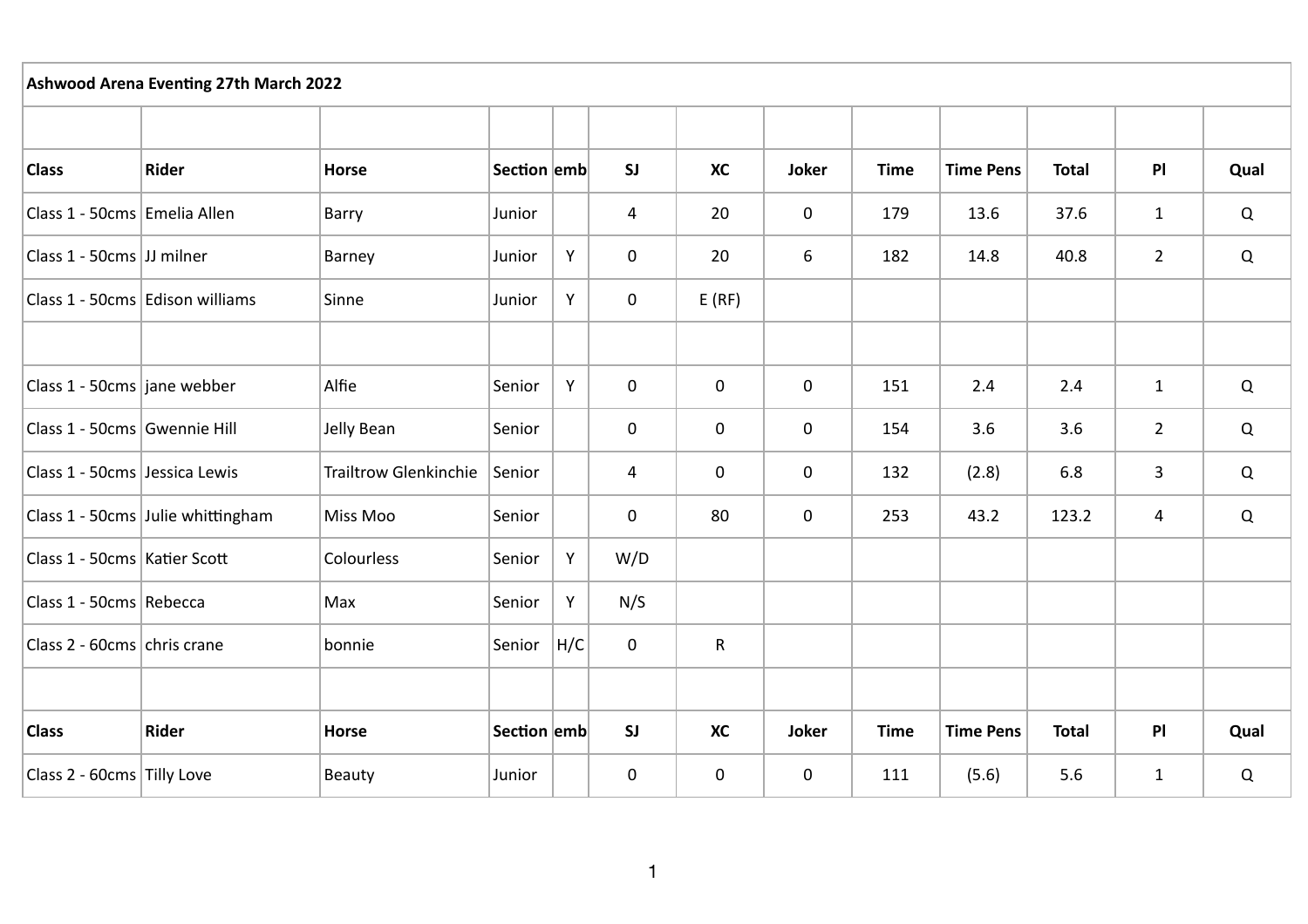| Ashwood Arena Eventing 27th March 2022 | | | | | | | | | | | | |
|---|---|---|---|---|---|---|---|---|---|---|---|---|
| | | | | | | | | | | | | |
| **Class** | **Rider** | **Horse** | **Section** | **emb** | **SJ** | **XC** | **Joker** | **Time** | **Time Pens** | **Total** | **Pl** | **Qual** |
| Class 1 - 50cms | Emelia Allen | Barry | Junior | | 4 | 20 | 0 | 179 | 13.6 | 37.6 | 1 | Q |
| Class 1 - 50cms | JJ milner | Barney | Junior | Y | 0 | 20 | 6 | 182 | 14.8 | 40.8 | 2 | Q |
| Class 1 - 50cms | Edison williams | Sinne | Junior | Y | 0 | E (RF) | | | | | | |
| | | | | | | | | | | | | |
| Class 1 - 50cms | jane webber | Alfie | Senior | Y | 0 | 0 | 0 | 151 | 2.4 | 2.4 | 1 | Q |
| Class 1 - 50cms | Gwennie Hill | Jelly Bean | Senior | | 0 | 0 | 0 | 154 | 3.6 | 3.6 | 2 | Q |
| Class 1 - 50cms | Jessica Lewis | Trailtrow Glenkinchie | Senior | | 4 | 0 | 0 | 132 | (2.8) | 6.8 | 3 | Q |
| Class 1 - 50cms | Julie whittingham | Miss Moo | Senior | | 0 | 80 | 0 | 253 | 43.2 | 123.2 | 4 | Q |
| Class 1 - 50cms | Katier Scott | Colourless | Senior | Y | W/D | | | | | | | |
| Class 1 - 50cms | Rebecca | Max | Senior | Y | N/S | | | | | | | |
| Class 2 - 60cms | chris crane | bonnie | Senior | H/C | 0 | R | | | | | | |
| | | | | | | | | | | | | |
| **Class** | **Rider** | **Horse** | **Section** | **emb** | **SJ** | **XC** | **Joker** | **Time** | **Time Pens** | **Total** | **Pl** | **Qual** |
| Class 2 - 60cms | Tilly Love | Beauty | Junior | | 0 | 0 | 0 | 111 | (5.6) | 5.6 | 1 | Q |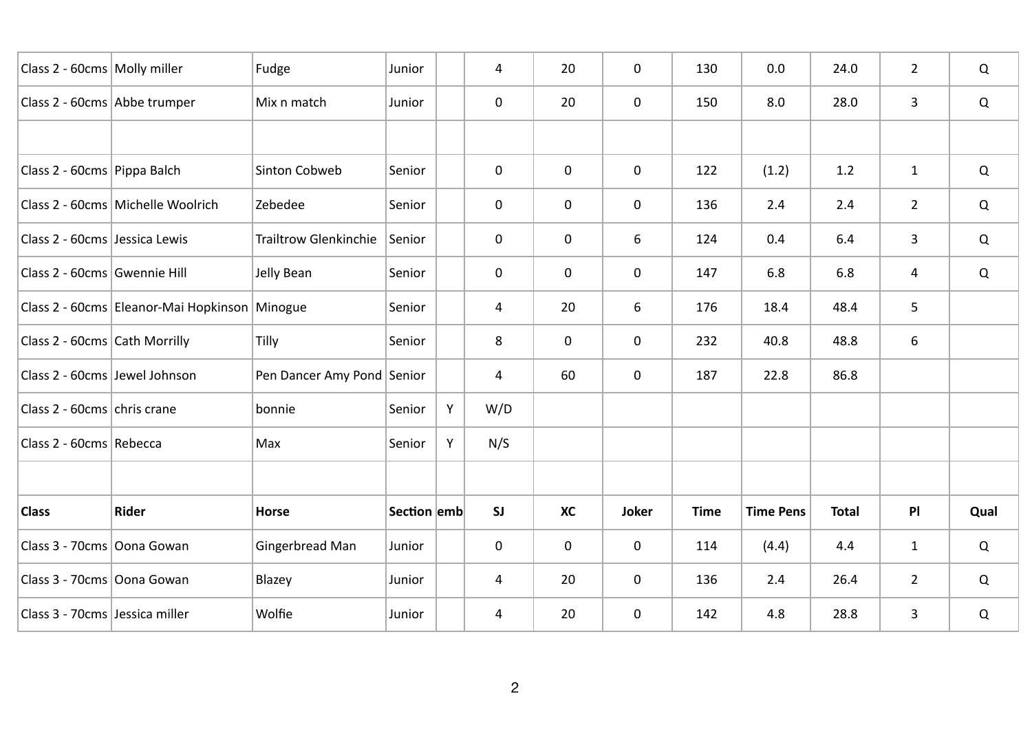| Class 2 - 60cms | Molly miller | Fudge | Junior | | 4 | 20 | 0 | 130 | 0.0 | 24.0 | 2 | Q |
|---|---|---|---|---|---|---|---|---|---|---|---|---|
| Class 2 - 60cms | Abbe trumper | Mix n match | Junior | | 0 | 20 | 0 | 150 | 8.0 | 28.0 | 3 | Q |
| | | | | | | | | | | | | |
| Class 2 - 60cms | Pippa Balch | Sinton Cobweb | Senior | | 0 | 0 | 0 | 122 | (1.2) | 1.2 | 1 | Q |
| Class 2 - 60cms | Michelle Woolrich | Zebedee | Senior | | 0 | 0 | 0 | 136 | 2.4 | 2.4 | 2 | Q |
| Class 2 - 60cms | Jessica Lewis | Trailtrow Glenkinchie | Senior | | 0 | 0 | 6 | 124 | 0.4 | 6.4 | 3 | Q |
| Class 2 - 60cms | Gwennie Hill | Jelly Bean | Senior | | 0 | 0 | 0 | 147 | 6.8 | 6.8 | 4 | Q |
| Class 2 - 60cms | Eleanor-Mai Hopkinson | Minogue | Senior | | 4 | 20 | 6 | 176 | 18.4 | 48.4 | 5 | |
| Class 2 - 60cms | Cath Morrilly | Tilly | Senior | | 8 | 0 | 0 | 232 | 40.8 | 48.8 | 6 | |
| Class 2 - 60cms | Jewel Johnson | Pen Dancer Amy Pond | Senior | | 4 | 60 | 0 | 187 | 22.8 | 86.8 | | |
| Class 2 - 60cms | chris crane | bonnie | Senior | Y | W/D | | | | | | | |
| Class 2 - 60cms | Rebecca | Max | Senior | Y | N/S | | | | | | | |
| | | | | | | | | | | | | |
| **Class** | **Rider** | **Horse** | **Section** | **emb** | **SJ** | **XC** | **Joker** | **Time** | **Time Pens** | **Total** | **Pl** | **Qual** |
| Class 3 - 70cms | Oona Gowan | Gingerbread Man | Junior | | 0 | 0 | 0 | 114 | (4.4) | 4.4 | 1 | Q |
| Class 3 - 70cms | Oona Gowan | Blazey | Junior | | 4 | 20 | 0 | 136 | 2.4 | 26.4 | 2 | Q |
| Class 3 - 70cms | Jessica miller | Wolfie | Junior | | 4 | 20 | 0 | 142 | 4.8 | 28.8 | 3 | Q |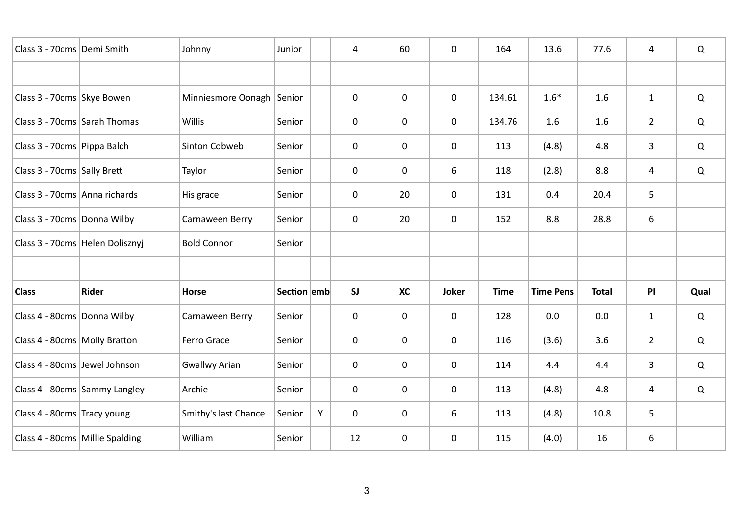| Class | Rider | Horse | Section | emb | SJ | XC | Joker | Time | Time Pens | Total | Pl | Qual |
|---|---|---|---|---|---|---|---|---|---|---|---|---|
| Class 3 - 70cms | Demi Smith | Johnny | Junior | | 4 | 60 | 0 | 164 | 13.6 | 77.6 | 4 | Q |
| | | | | | | | | | | | | |
| Class 3 - 70cms | Skye Bowen | Minniesmore Oonagh | Senior | | 0 | 0 | 0 | 134.61 | 1.6* | 1.6 | 1 | Q |
| Class 3 - 70cms | Sarah Thomas | Willis | Senior | | 0 | 0 | 0 | 134.76 | 1.6 | 1.6 | 2 | Q |
| Class 3 - 70cms | Pippa Balch | Sinton Cobweb | Senior | | 0 | 0 | 0 | 113 | (4.8) | 4.8 | 3 | Q |
| Class 3 - 70cms | Sally Brett | Taylor | Senior | | 0 | 0 | 6 | 118 | (2.8) | 8.8 | 4 | Q |
| Class 3 - 70cms | Anna richards | His grace | Senior | | 0 | 20 | 0 | 131 | 0.4 | 20.4 | 5 | |
| Class 3 - 70cms | Donna Wilby | Carnaween Berry | Senior | | 0 | 20 | 0 | 152 | 8.8 | 28.8 | 6 | |
| Class 3 - 70cms | Helen Dolisznyj | Bold Connor | Senior | | | | | | | | | |
| | | | | | | | | | | | | |
| **Class** | **Rider** | **Horse** | **Section** | **emb** | **SJ** | **XC** | **Joker** | **Time** | **Time Pens** | **Total** | **Pl** | **Qual** |
| Class 4 - 80cms | Donna Wilby | Carnaween Berry | Senior | | 0 | 0 | 0 | 128 | 0.0 | 0.0 | 1 | Q |
| Class 4 - 80cms | Molly Bratton | Ferro Grace | Senior | | 0 | 0 | 0 | 116 | (3.6) | 3.6 | 2 | Q |
| Class 4 - 80cms | Jewel Johnson | Gwallwy Arian | Senior | | 0 | 0 | 0 | 114 | 4.4 | 4.4 | 3 | Q |
| Class 4 - 80cms | Sammy Langley | Archie | Senior | | 0 | 0 | 0 | 113 | (4.8) | 4.8 | 4 | Q |
| Class 4 - 80cms | Tracy young | Smithy's last Chance | Senior | Y | 0 | 0 | 6 | 113 | (4.8) | 10.8 | 5 | |
| Class 4 - 80cms | Millie Spalding | William | Senior | | 12 | 0 | 0 | 115 | (4.0) | 16 | 6 | |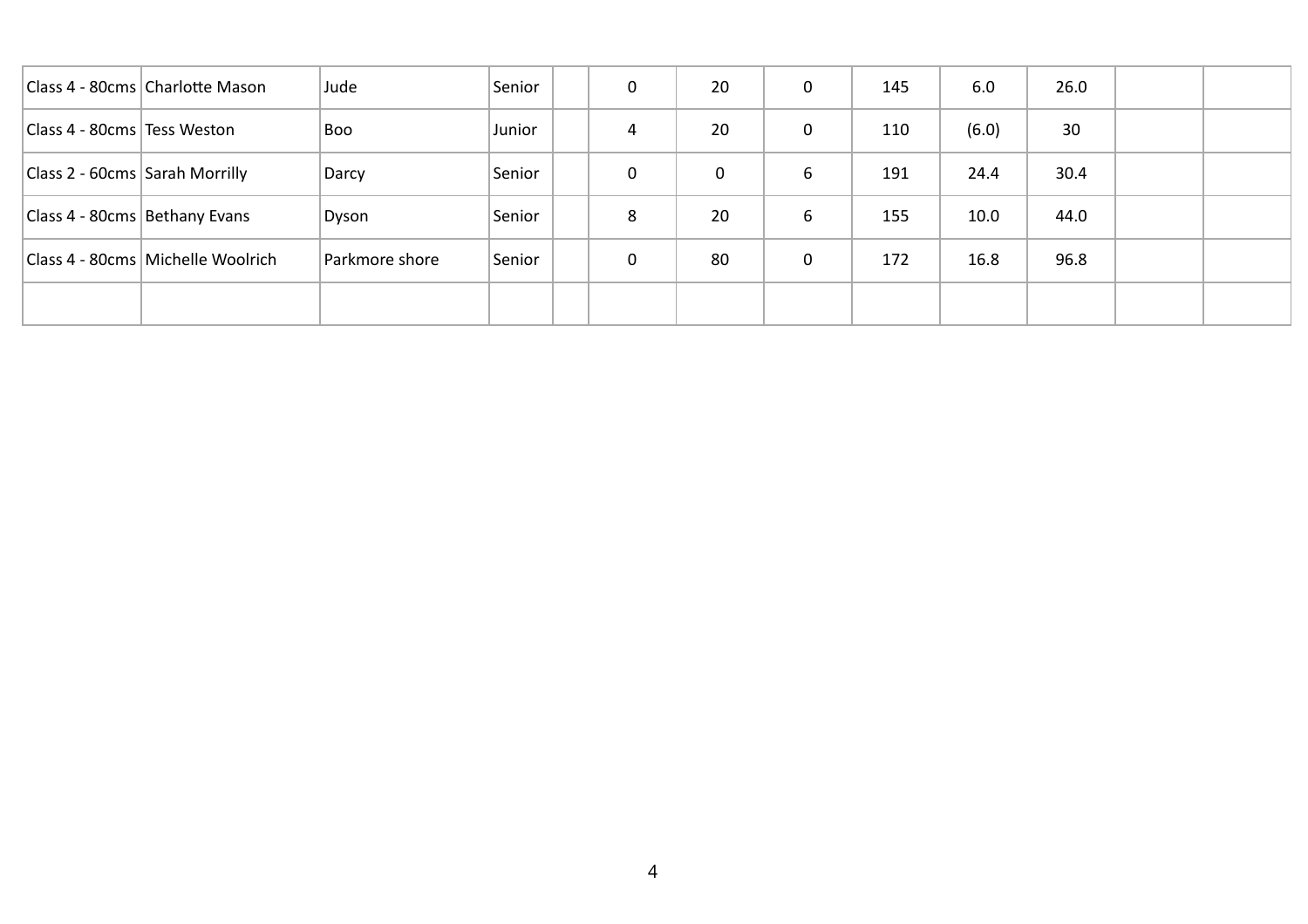| | | | | | | | | | | | | |
|---|---|---|---|---|---|---|---|---|---|---|---|---|
| Class 4 - 80cms | Charlotte Mason | Jude | Senior | | 0 | 20 | 0 | 145 | 6.0 | 26.0 | | |
| Class 4 - 80cms | Tess Weston | Boo | Junior | | 4 | 20 | 0 | 110 | (6.0) | 30 | | |
| Class 2 - 60cms | Sarah Morrilly | Darcy | Senior | | 0 | 0 | 6 | 191 | 24.4 | 30.4 | | |
| Class 4 - 80cms | Bethany Evans | Dyson | Senior | | 8 | 20 | 6 | 155 | 10.0 | 44.0 | | |
| Class 4 - 80cms | Michelle Woolrich | Parkmore shore | Senior | | 0 | 80 | 0 | 172 | 16.8 | 96.8 | | |
| | | | | | | | | | | | | |